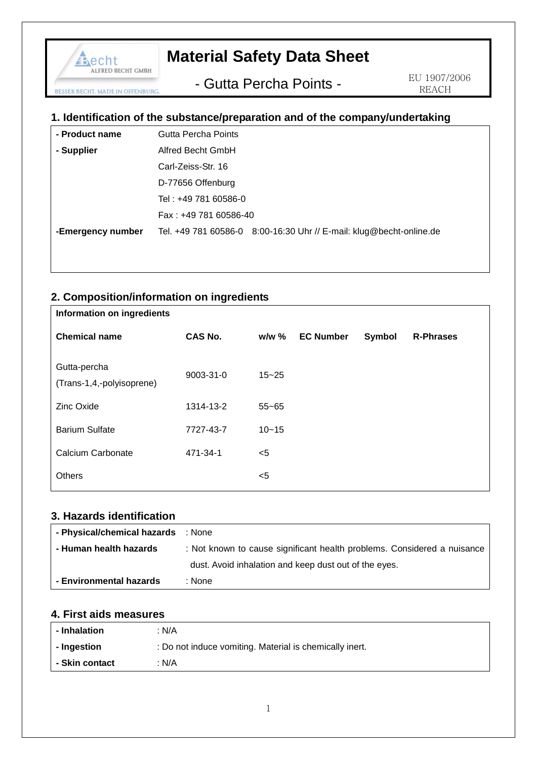# Material Safety Data Sheet

**- Gutta Percha Points -**

EU 1907/2006 REACH

## 1. Identification of the substance/preparation and of the company/undertaking

| | |
|---|---|
| **- Product name** | Gutta Percha Points |
| **- Supplier** | Alfred Becht GmbH |
| | Carl-Zeiss-Str. 16 |
| | D-77656 Offenburg |
| | Tel : +49 781 60586-0 |
| | Fax : +49 781 60586-40 |
| **-Emergency number** | Tel. +49 781 60586-0 8:00-16:30 Uhr // E-mail: klug@becht-online.de |

## 2. Composition/information on ingredients

**Information on ingredients**

| Chemical name | CAS No. | w/w % | EC Number | Symbol | R-Phrases |
|---|---|---|---|---|---|
| Gutta-percha (Trans-1,4,-polyisoprene) | 9003-31-0 | 15~25 | | | |
| Zinc Oxide | 1314-13-2 | 55~65 | | | |
| Barium Sulfate | 7727-43-7 | 10~15 | | | |
| Calcium Carbonate | 471-34-1 | <5 | | | |
| Others | | <5 | | | |

## 3. Hazards identification

| | |
|---|---|
| **- Physical/chemical hazards** | : None |
| **- Human health hazards** | : Not known to cause significant health problems. Considered a nuisance dust. Avoid inhalation and keep dust out of the eyes. |
| **- Environmental hazards** | : None |

## 4. First aids measures

| | |
|---|---|
| **- Inhalation** | : N/A |
| **- Ingestion** | : Do not induce vomiting. Material is chemically inert. |
| **- Skin contact** | : N/A |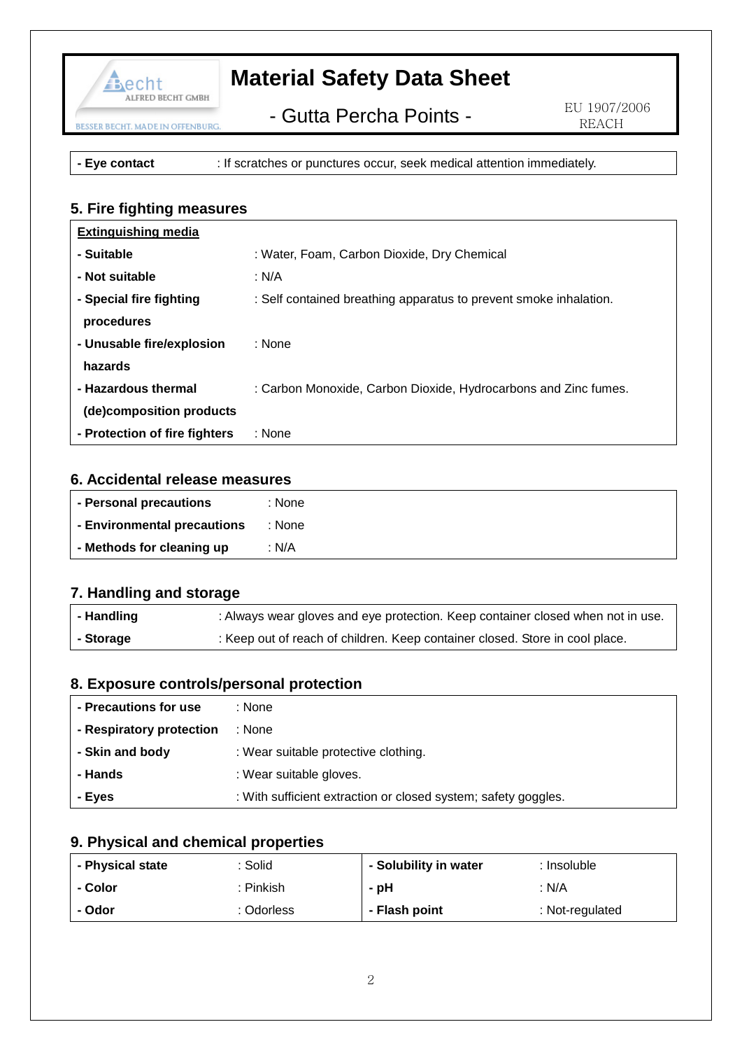| - Eye contact | : If scratches or punctures occur, seek medical attention immediately. |
|---|---|

## 5. Fire fighting measures

| **Extinguishing media** | |
|---|---|
| - Suitable | : Water, Foam, Carbon Dioxide, Dry Chemical |
| - Not suitable | : N/A |
| - Special fire fighting procedures | : Self contained breathing apparatus to prevent smoke inhalation. |
| - Unusable fire/explosion hazards | : None |
| - Hazardous thermal (de)composition products | : Carbon Monoxide, Carbon Dioxide, Hydrocarbons and Zinc fumes. |
| - Protection of fire fighters | : None |

## 6. Accidental release measures

| - Personal precautions | : None |
|---|---|
| - Environmental precautions | : None |
| - Methods for cleaning up | : N/A |

## 7. Handling and storage

| - Handling | : Always wear gloves and eye protection. Keep container closed when not in use. |
|---|---|
| - Storage | : Keep out of reach of children. Keep container closed. Store in cool place. |

## 8. Exposure controls/personal protection

| - Precautions for use | : None |
|---|---|
| - Respiratory protection | : None |
| - Skin and body | : Wear suitable protective clothing. |
| - Hands | : Wear suitable gloves. |
| - Eyes | : With sufficient extraction or closed system; safety goggles. |

## 9. Physical and chemical properties

| - Physical state | : Solid | - Solubility in water | : Insoluble |
|---|---|---|---|
| - Color | : Pinkish | - pH | : N/A |
| - Odor | : Odorless | - Flash point | : Not-regulated |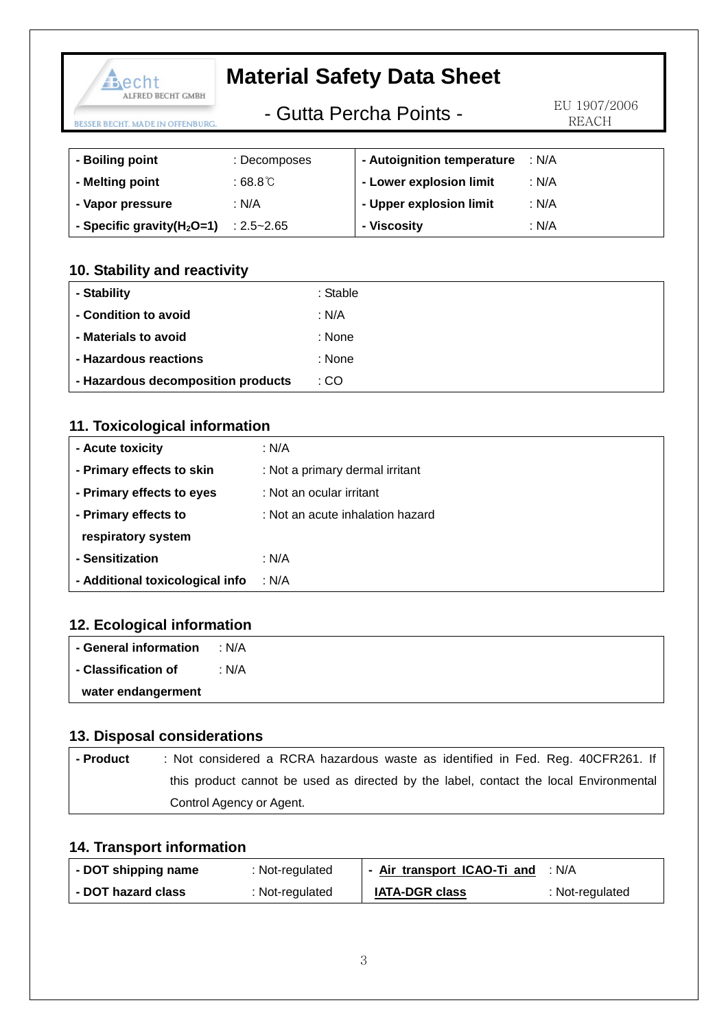| - Boiling point | : Decomposes | - Autoignition temperature | : N/A |
|---|---|---|---|
| - Melting point | : 68.8℃ | - Lower explosion limit | : N/A |
| - Vapor pressure | : N/A | - Upper explosion limit | : N/A |
| - Specific gravity($H_2O$=1) | : 2.5~2.65 | - Viscosity | : N/A |

## 10. Stability and reactivity

| | |
|---|---|
| **- Stability** | : Stable |
| **- Condition to avoid** | : N/A |
| **- Materials to avoid** | : None |
| **- Hazardous reactions** | : None |
| **- Hazardous decomposition products** | : CO |

## 11. Toxicological information

| | |
|---|---|
| **- Acute toxicity** | : N/A |
| **- Primary effects to skin** | : Not a primary dermal irritant |
| **- Primary effects to eyes** | : Not an ocular irritant |
| **- Primary effects to respiratory system** | : Not an acute inhalation hazard |
| **- Sensitization** | : N/A |
| **- Additional toxicological info** | : N/A |

## 12. Ecological information

| | |
|---|---|
| **- General information** | : N/A |
| **- Classification of water endangerment** | : N/A |

## 13. Disposal considerations

| | |
|---|---|
| **- Product** | : Not considered a RCRA hazardous waste as identified in Fed. Reg. 40CFR261. If this product cannot be used as directed by the label, contact the local Environmental Control Agency or Agent. |

## 14. Transport information

| - DOT shipping name | : Not-regulated | - Air transport ICAO-Ti and | : N/A |
|---|---|---|---|
| - DOT hazard class | : Not-regulated | IATA-DGR class | : Not-regulated |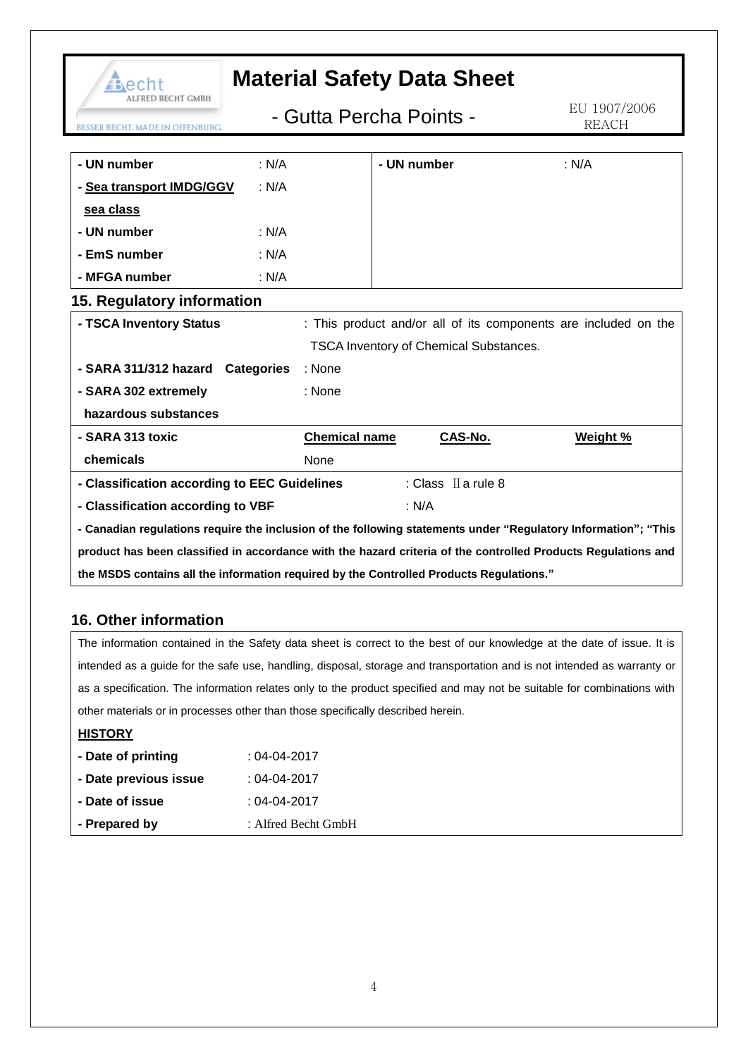| | | | |
|---|---|---|---|
| - UN number | : N/A | - UN number | : N/A |
| - **Sea transport IMDG/GGV sea class** | : N/A | | |
| - UN number | : N/A | | |
| - EmS number | : N/A | | |
| - MFGA number | : N/A | | |

## 15. Regulatory information

| | | | |
|---|---|---|---|
| **- TSCA Inventory Status** | : This product and/or all of its components are included on the TSCA Inventory of Chemical Substances. | | |
| **- SARA 311/312 hazard Categories** | : None | | |
| **- SARA 302 extremely hazardous substances** | : None | | |
| **- SARA 313 toxic chemicals** | **Chemical name** | **CAS-No.** | **Weight %** |
| | None | | |

**- Classification according to EEC Guidelines** : Class Ⅱa rule 8

**- Classification according to VBF** : N/A

**- Canadian regulations require the inclusion of the following statements under "Regulatory Information"; "This product has been classified in accordance with the hazard criteria of the controlled Products Regulations and the MSDS contains all the information required by the Controlled Products Regulations."**

## 16. Other information

The information contained in the Safety data sheet is correct to the best of our knowledge at the date of issue. It is intended as a guide for the safe use, handling, disposal, storage and transportation and is not intended as warranty or as a specification. The information relates only to the product specified and may not be suitable for combinations with other materials or in processes other than those specifically described herein.

**HISTORY**

| | |
|---|---|
| **- Date of printing** | : 04-04-2017 |
| **- Date previous issue** | : 04-04-2017 |
| **- Date of issue** | : 04-04-2017 |
| **- Prepared by** | : Alfred Becht GmbH |